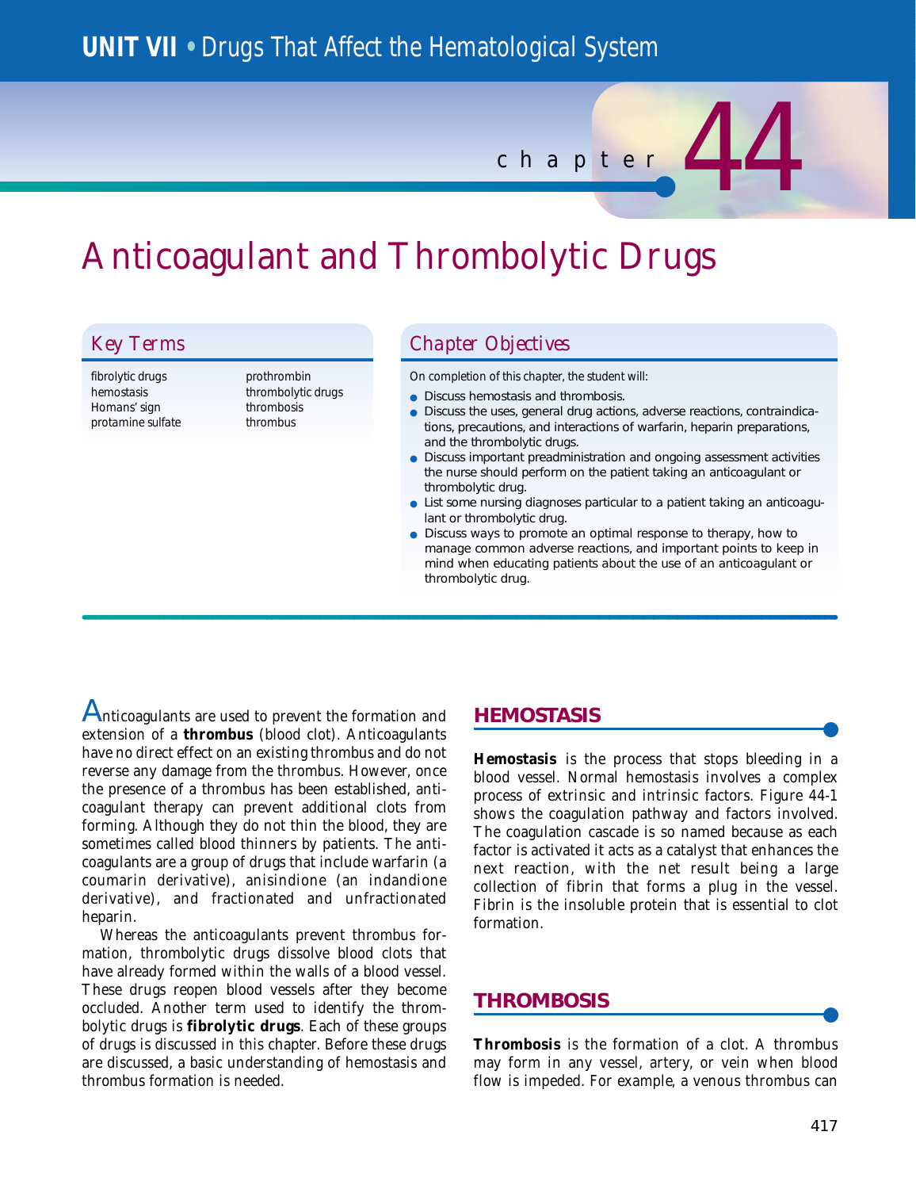# UNIT VII • Drugs That Affect the Hematological System

chapter 44

# Anticoagulant and Thrombolytic Drugs

## Key Terms

fibrolytic drugs
hemostasis
Homans' sign
protamine sulfate
prothrombin
thrombolytic drugs
thrombosis
thrombus

## Chapter Objectives

On completion of this chapter, the student will:

- Discuss hemostasis and thrombosis.
- Discuss the uses, general drug actions, adverse reactions, contraindications, precautions, and interactions of warfarin, heparin preparations, and the thrombolytic drugs.
- Discuss important preadministration and ongoing assessment activities the nurse should perform on the patient taking an anticoagulant or thrombolytic drug.
- List some nursing diagnoses particular to a patient taking an anticoagulant or thrombolytic drug.
- Discuss ways to promote an optimal response to therapy, how to manage common adverse reactions, and important points to keep in mind when educating patients about the use of an anticoagulant or thrombolytic drug.

Anticoagulants are used to prevent the formation and extension of a **thrombus** (blood clot). Anticoagulants have no direct effect on an existing thrombus and do not reverse any damage from the thrombus. However, once the presence of a thrombus has been established, anticoagulant therapy can prevent additional clots from forming. Although they do not thin the blood, they are sometimes called blood thinners by patients. The anticoagulants are a group of drugs that include warfarin (a coumarin derivative), anisindione (an indandione derivative), and fractionated and unfractionated heparin.

Whereas the anticoagulants prevent thrombus formation, thrombolytic drugs dissolve blood clots that have already formed within the walls of a blood vessel. These drugs reopen blood vessels after they become occluded. Another term used to identify the thrombolytic drugs is **fibrolytic drugs**. Each of these groups of drugs is discussed in this chapter. Before these drugs are discussed, a basic understanding of hemostasis and thrombus formation is needed.

## HEMOSTASIS

**Hemostasis** is the process that stops bleeding in a blood vessel. Normal hemostasis involves a complex process of extrinsic and intrinsic factors. Figure 44-1 shows the coagulation pathway and factors involved. The coagulation cascade is so named because as each factor is activated it acts as a catalyst that enhances the next reaction, with the net result being a large collection of fibrin that forms a plug in the vessel. Fibrin is the insoluble protein that is essential to clot formation.

## THROMBOSIS

**Thrombosis** is the formation of a clot. A thrombus may form in any vessel, artery, or vein when blood flow is impeded. For example, a venous thrombus can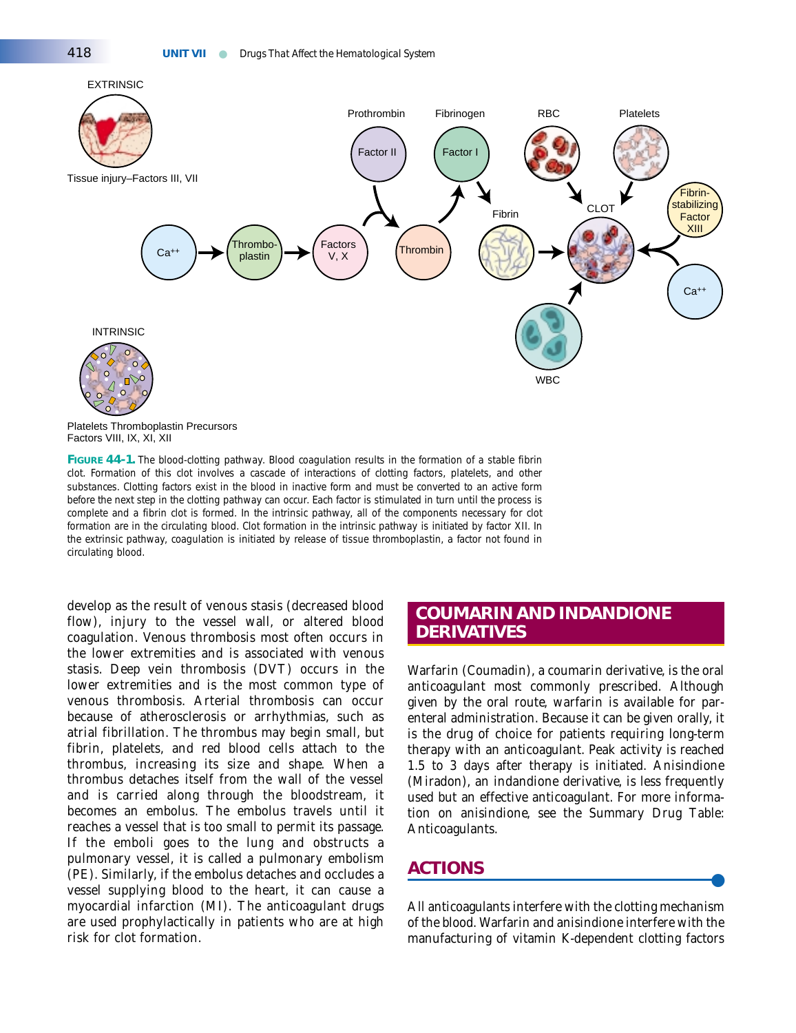**FIGURE 44-1.** The blood-clotting pathway. Blood coagulation results in the formation of a stable fibrin clot. Formation of this clot involves a cascade of interactions of clotting factors, platelets, and other substances. Clotting factors exist in the blood in inactive form and must be converted to an active form before the next step in the clotting pathway can occur. Each factor is stimulated in turn until the process is complete and a fibrin clot is formed. In the intrinsic pathway, all of the components necessary for clot formation are in the circulating blood. Clot formation in the intrinsic pathway is initiated by factor XII. In the extrinsic pathway, coagulation is initiated by release of tissue thromboplastin, a factor not found in circulating blood.

develop as the result of venous stasis (decreased blood flow), injury to the vessel wall, or altered blood coagulation. Venous thrombosis most often occurs in the lower extremities and is associated with venous stasis. Deep vein thrombosis (DVT) occurs in the lower extremities and is the most common type of venous thrombosis. Arterial thrombosis can occur because of atherosclerosis or arrhythmias, such as atrial fibrillation. The thrombus may begin small, but fibrin, platelets, and red blood cells attach to the thrombus, increasing its size and shape. When a thrombus detaches itself from the wall of the vessel and is carried along through the bloodstream, it becomes an embolus. The embolus travels until it reaches a vessel that is too small to permit its passage. If the emboli goes to the lung and obstructs a pulmonary vessel, it is called a pulmonary embolism (PE). Similarly, if the embolus detaches and occludes a vessel supplying blood to the heart, it can cause a myocardial infarction (MI). The anticoagulant drugs are used prophylactically in patients who are at high risk for clot formation.

## COUMARIN AND INDANDIONE DERIVATIVES

Warfarin (Coumadin), a coumarin derivative, is the oral anticoagulant most commonly prescribed. Although given by the oral route, warfarin is available for parenteral administration. Because it can be given orally, it is the drug of choice for patients requiring long-term therapy with an anticoagulant. Peak activity is reached 1.5 to 3 days after therapy is initiated. Anisindione (Miradon), an indandione derivative, is less frequently used but an effective anticoagulant. For more information on anisindione, see the Summary Drug Table: Anticoagulants.

### ACTIONS

All anticoagulants interfere with the clotting mechanism of the blood. Warfarin and anisindione interfere with the manufacturing of vitamin K-dependent clotting factors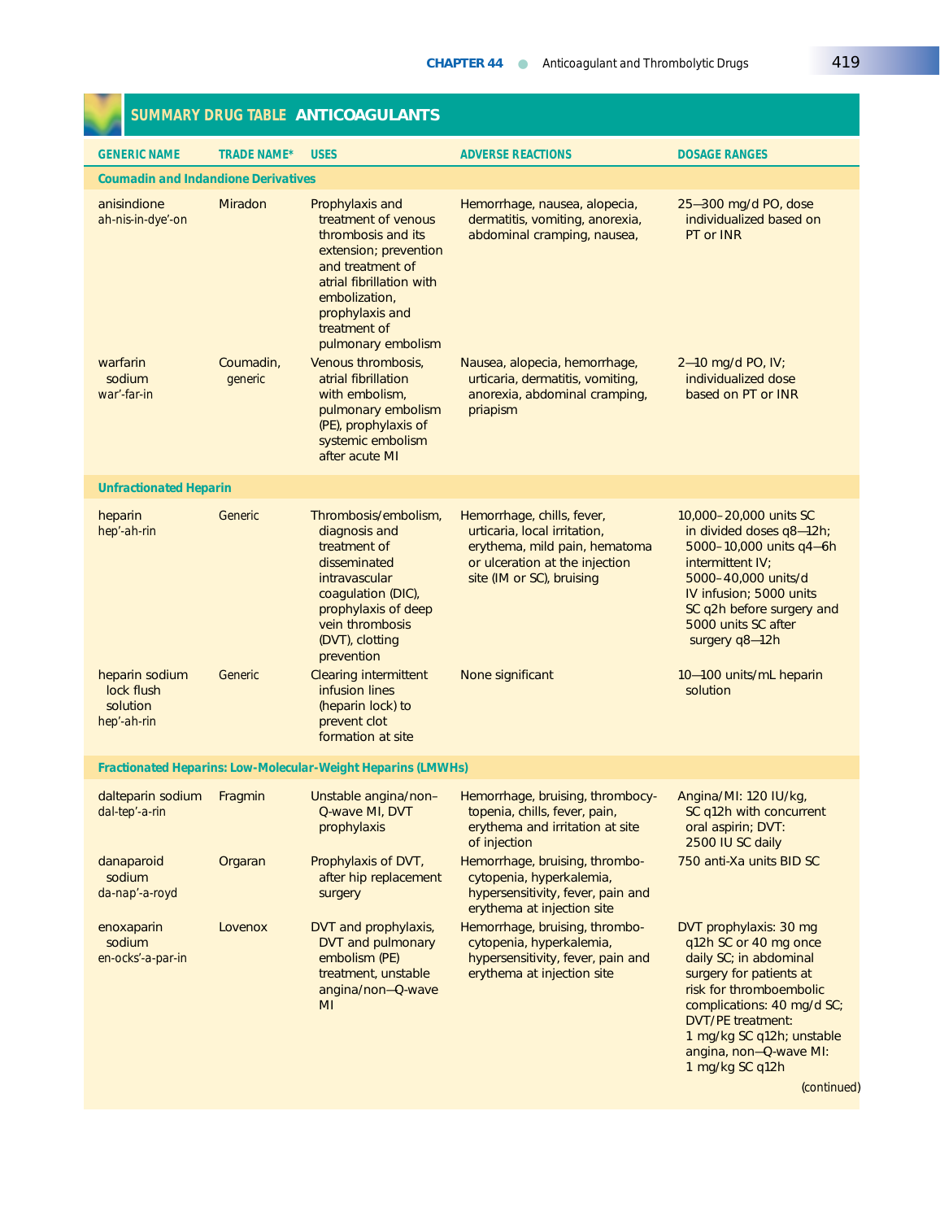## SUMMARY DRUG TABLE ANTICOAGULANTS

| GENERIC NAME | TRADE NAME* | USES | ADVERSE REACTIONS | DOSAGE RANGES |
|---|---|---|---|---|
| **Coumadin and Indandione Derivatives** | | | | |
| anisindione ah-nis-in-dye'-on | Miradon | Prophylaxis and treatment of venous thrombosis and its extension; prevention and treatment of atrial fibrillation with embolization, prophylaxis and treatment of pulmonary embolism | Hemorrhage, nausea, alopecia, dermatitis, vomiting, anorexia, abdominal cramping, nausea, | 25–300 mg/d PO, dose individualized based on PT or INR |
| warfarin sodium war'-far-in | Coumadin, generic | Venous thrombosis, atrial fibrillation with embolism, pulmonary embolism (PE), prophylaxis of systemic embolism after acute MI | Nausea, alopecia, hemorrhage, urticaria, dermatitis, vomiting, anorexia, abdominal cramping, priapism | 2–10 mg/d PO, IV; individualized dose based on PT or INR |
| **Unfractionated Heparin** | | | | |
| heparin hep'-ah-rin | Generic | Thrombosis/embolism, diagnosis and treatment of disseminated intravascular coagulation (DIC), prophylaxis of deep vein thrombosis (DVT), clotting prevention | Hemorrhage, chills, fever, urticaria, local irritation, erythema, mild pain, hematoma or ulceration at the injection site (IM or SC), bruising | 10,000–20,000 units SC in divided doses q8–12h; 5000–10,000 units q4–6h intermittent IV; 5000–40,000 units/d IV infusion; 5000 units SC q2h before surgery and 5000 units SC after surgery q8–12h |
| heparin sodium lock flush solution hep'-ah-rin | Generic | Clearing intermittent infusion lines (heparin lock) to prevent clot formation at site | None significant | 10–100 units/mL heparin solution |
| **Fractionated Heparins: Low-Molecular-Weight Heparins (LMWHs)** | | | | |
| dalteparin sodium dal-tep'-a-rin | Fragmin | Unstable angina/non–Q-wave MI, DVT prophylaxis | Hemorrhage, bruising, thrombocytopenia, chills, fever, pain, erythema and irritation at site of injection | Angina/MI: 120 IU/kg, SC q12h with concurrent oral aspirin; DVT: 2500 IU SC daily |
| danaparoid sodium da-nap'-a-royd | Orgaran | Prophylaxis of DVT, after hip replacement surgery | Hemorrhage, bruising, thrombocytopenia, hyperkalemia, hypersensitivity, fever, pain and erythema at injection site | 750 anti-Xa units BID SC |
| enoxaparin sodium en-ocks'-a-par-in | Lovenox | DVT and prophylaxis, DVT and pulmonary embolism (PE) treatment, unstable angina/non–Q-wave MI | Hemorrhage, bruising, thrombocytopenia, hyperkalemia, hypersensitivity, fever, pain and erythema at injection site | DVT prophylaxis: 30 mg q12h SC or 40 mg once daily SC; in abdominal surgery for patients at risk for thromboembolic complications: 40 mg/d SC; DVT/PE treatment: 1 mg/kg SC q12h; unstable angina, non–Q-wave MI: 1 mg/kg SC q12h |

(continued)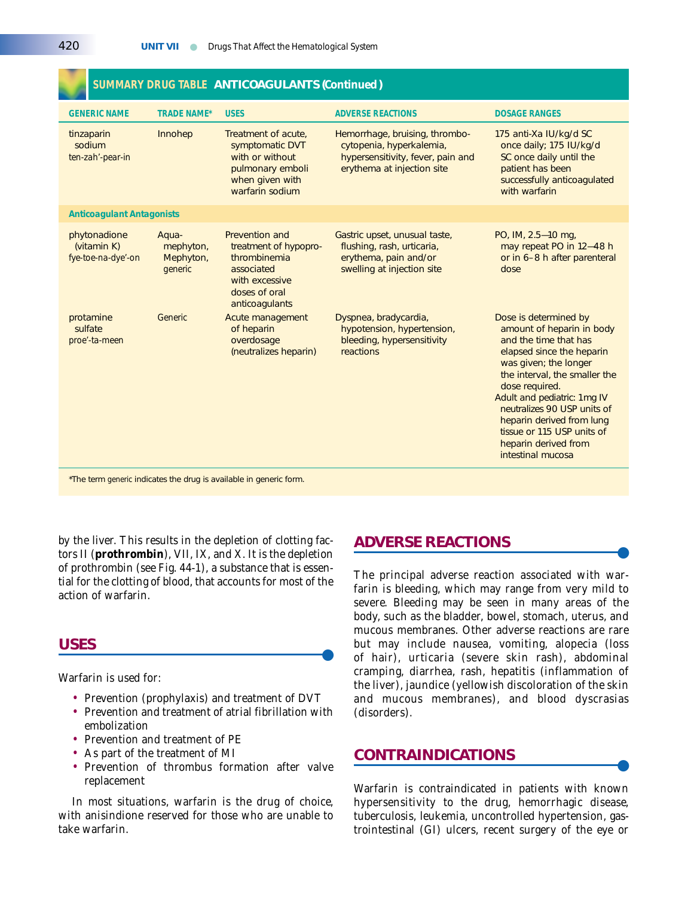## SUMMARY DRUG TABLE ANTICOAGULANTS (Continued)

| GENERIC NAME | TRADE NAME* | USES | ADVERSE REACTIONS | DOSAGE RANGES |
|---|---|---|---|---|
| tinzaparin sodium ten-zah'-pear-in | Innohep | Treatment of acute, symptomatic DVT with or without pulmonary emboli when given with warfarin sodium | Hemorrhage, bruising, thrombocytopenia, hyperkalemia, hypersensitivity, fever, pain and erythema at injection site | 175 anti-Xa IU/kg/d SC once daily; 175 IU/kg/d SC once daily until the patient has been successfully anticoagulated with warfarin |
| **Anticoagulant Antagonists** | | | | |
| phytonadione (vitamin K) fye-toe-na-dye'-on | Aquamephyton, Mephyton, generic | Prevention and treatment of hypoprothrombinemia associated with excessive doses of oral anticoagulants | Gastric upset, unusual taste, flushing, rash, urticaria, erythema, pain and/or swelling at injection site | PO, IM, 2.5–10 mg, may repeat PO in 12–48 h or in 6–8 h after parenteral dose |
| protamine sulfate proe'-ta-meen | Generic | Acute management of heparin overdosage (neutralizes heparin) | Dyspnea, bradycardia, hypotension, hypertension, bleeding, hypersensitivity reactions | Dose is determined by amount of heparin in body and the time that has elapsed since the heparin was given; the longer the interval, the smaller the dose required. Adult and pediatric: 1mg IV neutralizes 90 USP units of heparin derived from lung tissue or 115 USP units of heparin derived from intestinal mucosa |

*The term *generic* indicates the drug is available in generic form.

by the liver. This results in the depletion of clotting factors II (**prothrombin**), VII, IX, and X. It is the depletion of prothrombin (see Fig. 44-1), a substance that is essential for the clotting of blood, that accounts for most of the action of warfarin.

## USES

Warfarin is used for:

- Prevention (prophylaxis) and treatment of DVT
- Prevention and treatment of atrial fibrillation with embolization
- Prevention and treatment of PE
- As part of the treatment of MI
- Prevention of thrombus formation after valve replacement

In most situations, warfarin is the drug of choice, with anisindione reserved for those who are unable to take warfarin.

## ADVERSE REACTIONS

The principal adverse reaction associated with warfarin is bleeding, which may range from very mild to severe. Bleeding may be seen in many areas of the body, such as the bladder, bowel, stomach, uterus, and mucous membranes. Other adverse reactions are rare but may include nausea, vomiting, alopecia (loss of hair), urticaria (severe skin rash), abdominal cramping, diarrhea, rash, hepatitis (inflammation of the liver), jaundice (yellowish discoloration of the skin and mucous membranes), and blood dyscrasias (disorders).

## CONTRAINDICATIONS

Warfarin is contraindicated in patients with known hypersensitivity to the drug, hemorrhagic disease, tuberculosis, leukemia, uncontrolled hypertension, gastrointestinal (GI) ulcers, recent surgery of the eye or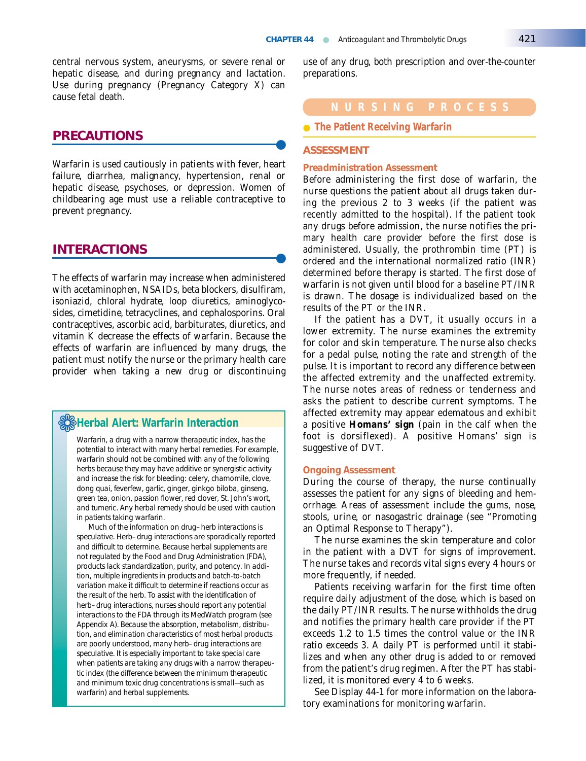central nervous system, aneurysms, or severe renal or hepatic disease, and during pregnancy and lactation. Use during pregnancy (Pregnancy Category X) can cause fetal death.

## PRECAUTIONS

Warfarin is used cautiously in patients with fever, heart failure, diarrhea, malignancy, hypertension, renal or hepatic disease, psychoses, or depression. Women of childbearing age must use a reliable contraceptive to prevent pregnancy.

## INTERACTIONS

The effects of warfarin may increase when administered with acetaminophen, NSAIDs, beta blockers, disulfiram, isoniazid, chloral hydrate, loop diuretics, aminoglycosides, cimetidine, tetracyclines, and cephalosporins. Oral contraceptives, ascorbic acid, barbiturates, diuretics, and vitamin K decrease the effects of warfarin. Because the effects of warfarin are influenced by many drugs, the patient must notify the nurse or the primary health care provider when taking a new drug or discontinuing use of any drug, both prescription and over-the-counter preparations.

### Herbal Alert: Warfarin Interaction

Warfarin, a drug with a narrow therapeutic index, has the potential to interact with many herbal remedies. For example, warfarin should not be combined with any of the following herbs because they may have additive or synergistic activity and increase the risk for bleeding: celery, chamomile, clove, dong quai, feverfew, garlic, ginger, ginkgo biloba, ginseng, green tea, onion, passion flower, red clover, St. John's wort, and tumeric. Any herbal remedy should be used with caution in patients taking warfarin.

Much of the information on drug–herb interactions is speculative. Herb–drug interactions are sporadically reported and difficult to determine. Because herbal supplements are not regulated by the Food and Drug Administration (FDA), products lack standardization, purity, and potency. In addition, multiple ingredients in products and batch-to-batch variation make it difficult to determine if reactions occur as the result of the herb. To assist with the identification of herb–drug interactions, nurses should report any potential interactions to the FDA through its MedWatch program (see Appendix A). Because the absorption, metabolism, distribution, and elimination characteristics of most herbal products are poorly understood, many herb–drug interactions are speculative. It is especially important to take special care when patients are taking any drugs with a narrow therapeutic index (the difference between the minimum therapeutic and minimum toxic drug concentrations is small—such as warfarin) and herbal supplements.

## NURSING PROCESS

### The Patient Receiving Warfarin

## ASSESSMENT

### Preadministration Assessment

Before administering the first dose of warfarin, the nurse questions the patient about all drugs taken during the previous 2 to 3 weeks (if the patient was recently admitted to the hospital). If the patient took any drugs before admission, the nurse notifies the primary health care provider before the first dose is administered. Usually, the prothrombin time (PT) is ordered and the international normalized ratio (INR) determined before therapy is started. The first dose of warfarin is not given until blood for a baseline PT/INR is drawn. The dosage is individualized based on the results of the PT or the INR.

If the patient has a DVT, it usually occurs in a lower extremity. The nurse examines the extremity for color and skin temperature. The nurse also checks for a pedal pulse, noting the rate and strength of the pulse. It is important to record any difference between the affected extremity and the unaffected extremity. The nurse notes areas of redness or tenderness and asks the patient to describe current symptoms. The affected extremity may appear edematous and exhibit a positive **Homans' sign** (pain in the calf when the foot is dorsiflexed). A positive Homans' sign is suggestive of DVT.

### Ongoing Assessment

During the course of therapy, the nurse continually assesses the patient for any signs of bleeding and hemorrhage. Areas of assessment include the gums, nose, stools, urine, or nasogastric drainage (see "Promoting an Optimal Response to Therapy").

The nurse examines the skin temperature and color in the patient with a DVT for signs of improvement. The nurse takes and records vital signs every 4 hours or more frequently, if needed.

Patients receiving warfarin for the first time often require daily adjustment of the dose, which is based on the daily PT/INR results. The nurse withholds the drug and notifies the primary health care provider if the PT exceeds 1.2 to 1.5 times the control value or the INR ratio exceeds 3. A daily PT is performed until it stabilizes and when any other drug is added to or removed from the patient's drug regimen. After the PT has stabilized, it is monitored every 4 to 6 weeks.

See Display 44-1 for more information on the laboratory examinations for monitoring warfarin.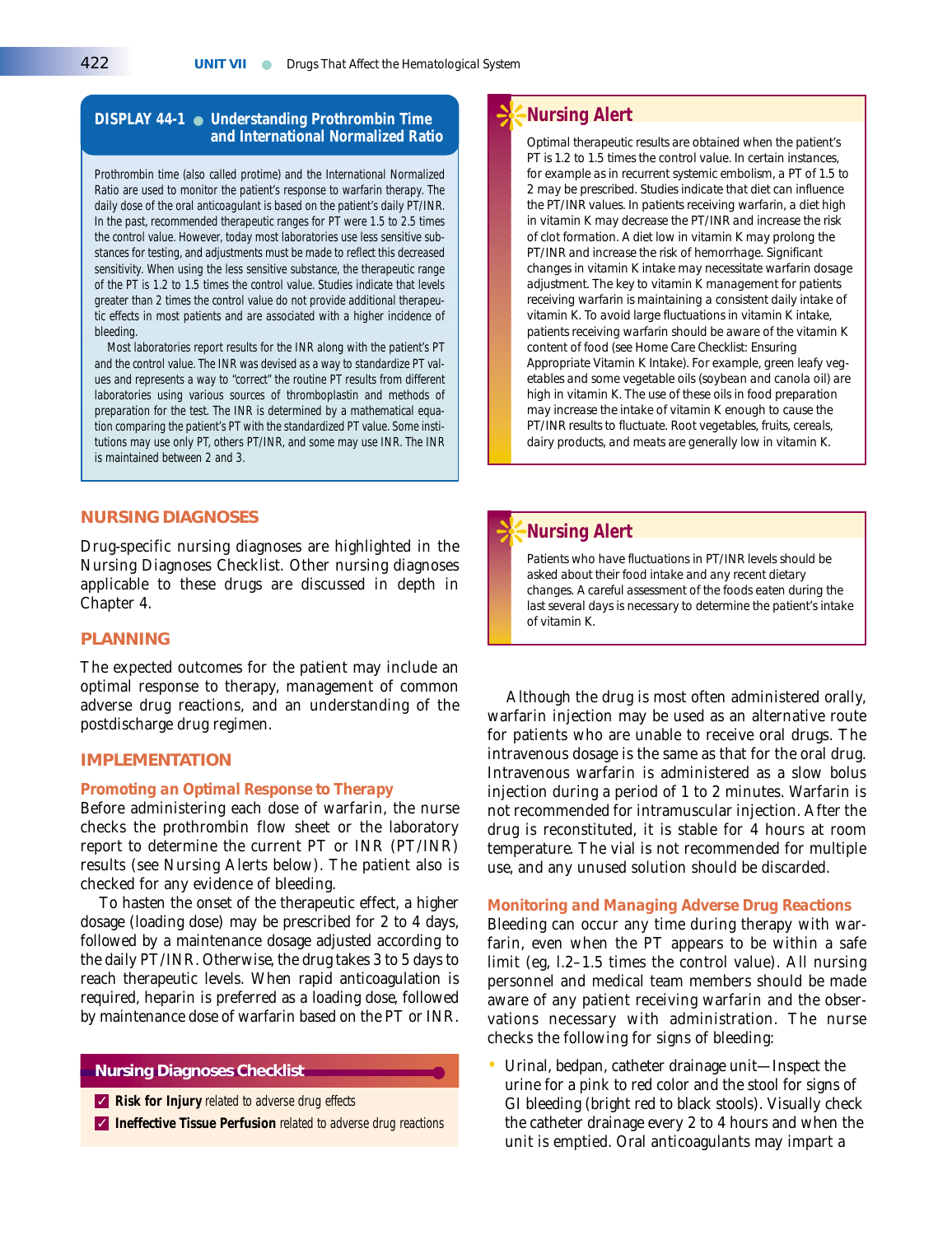## DISPLAY 44-1 ● Understanding Prothrombin Time and International Normalized Ratio

Prothrombin time (also called protime) and the International Normalized Ratio are used to monitor the patient's response to warfarin therapy. The daily dose of the oral anticoagulant is based on the patient's daily PT/INR. In the past, recommended therapeutic ranges for PT were 1.5 to 2.5 times the control value. However, today most laboratories use less sensitive substances for testing, and adjustments must be made to reflect this decreased sensitivity. When using the less sensitive substance, the therapeutic range of the PT is 1.2 to 1.5 times the control value. Studies indicate that levels greater than 2 times the control value do not provide additional therapeutic effects in most patients and are associated with a higher incidence of bleeding.

Most laboratories report results for the INR along with the patient's PT and the control value. The INR was devised as a way to standardize PT values and represents a way to "correct" the routine PT results from different laboratories using various sources of thromboplastin and methods of preparation for the test. The INR is determined by a mathematical equation comparing the patient's PT with the standardized PT value. Some institutions may use only PT, others PT/INR, and some may use INR. The INR is maintained between 2 and 3.

## NURSING DIAGNOSES

Drug-specific nursing diagnoses are highlighted in the Nursing Diagnoses Checklist. Other nursing diagnoses applicable to these drugs are discussed in depth in Chapter 4.

## PLANNING

The expected outcomes for the patient may include an optimal response to therapy, management of common adverse drug reactions, and an understanding of the postdischarge drug regimen.

## IMPLEMENTATION

### Promoting an Optimal Response to Therapy

Before administering each dose of warfarin, the nurse checks the prothrombin flow sheet or the laboratory report to determine the current PT or INR (PT/INR) results (see Nursing Alerts below). The patient also is checked for any evidence of bleeding.

To hasten the onset of the therapeutic effect, a higher dosage (loading dose) may be prescribed for 2 to 4 days, followed by a maintenance dosage adjusted according to the daily PT/INR. Otherwise, the drug takes 3 to 5 days to reach therapeutic levels. When rapid anticoagulation is required, heparin is preferred as a loading dose, followed by maintenance dose of warfarin based on the PT or INR.

### Nursing Diagnoses Checklist

- ✓ **Risk for Injury** related to adverse drug effects
- ✓ **Ineffective Tissue Perfusion** related to adverse drug reactions

### Nursing Alert

Optimal therapeutic results are obtained when the patient's PT is 1.2 to 1.5 times the control value. In certain instances, for example as in recurrent systemic embolism, a PT of 1.5 to 2 may be prescribed. Studies indicate that diet can influence the PT/INR values. In patients receiving warfarin, a diet high in vitamin K may decrease the PT/INR and increase the risk of clot formation. A diet low in vitamin K may prolong the PT/INR and increase the risk of hemorrhage. Significant changes in vitamin K intake may necessitate warfarin dosage adjustment. The key to vitamin K management for patients receiving warfarin is maintaining a consistent daily intake of vitamin K. To avoid large fluctuations in vitamin K intake, patients receiving warfarin should be aware of the vitamin K content of food (see Home Care Checklist: Ensuring Appropriate Vitamin K Intake). For example, green leafy vegetables and some vegetable oils (soybean and canola oil) are high in vitamin K. The use of these oils in food preparation may increase the intake of vitamin K enough to cause the PT/INR results to fluctuate. Root vegetables, fruits, cereals, dairy products, and meats are generally low in vitamin K.

### Nursing Alert

Patients who have fluctuations in PT/INR levels should be asked about their food intake and any recent dietary changes. A careful assessment of the foods eaten during the last several days is necessary to determine the patient's intake of vitamin K.

Although the drug is most often administered orally, warfarin injection may be used as an alternative route for patients who are unable to receive oral drugs. The intravenous dosage is the same as that for the oral drug. Intravenous warfarin is administered as a slow bolus injection during a period of 1 to 2 minutes. Warfarin is not recommended for intramuscular injection. After the drug is reconstituted, it is stable for 4 hours at room temperature. The vial is not recommended for multiple use, and any unused solution should be discarded.

### Monitoring and Managing Adverse Drug Reactions

Bleeding can occur any time during therapy with warfarin, even when the PT appears to be within a safe limit (eg, 1.2–1.5 times the control value). All nursing personnel and medical team members should be made aware of any patient receiving warfarin and the observations necessary with administration. The nurse checks the following for signs of bleeding:

- Urinal, bedpan, catheter drainage unit—Inspect the urine for a pink to red color and the stool for signs of GI bleeding (bright red to black stools). Visually check the catheter drainage every 2 to 4 hours and when the unit is emptied. Oral anticoagulants may impart a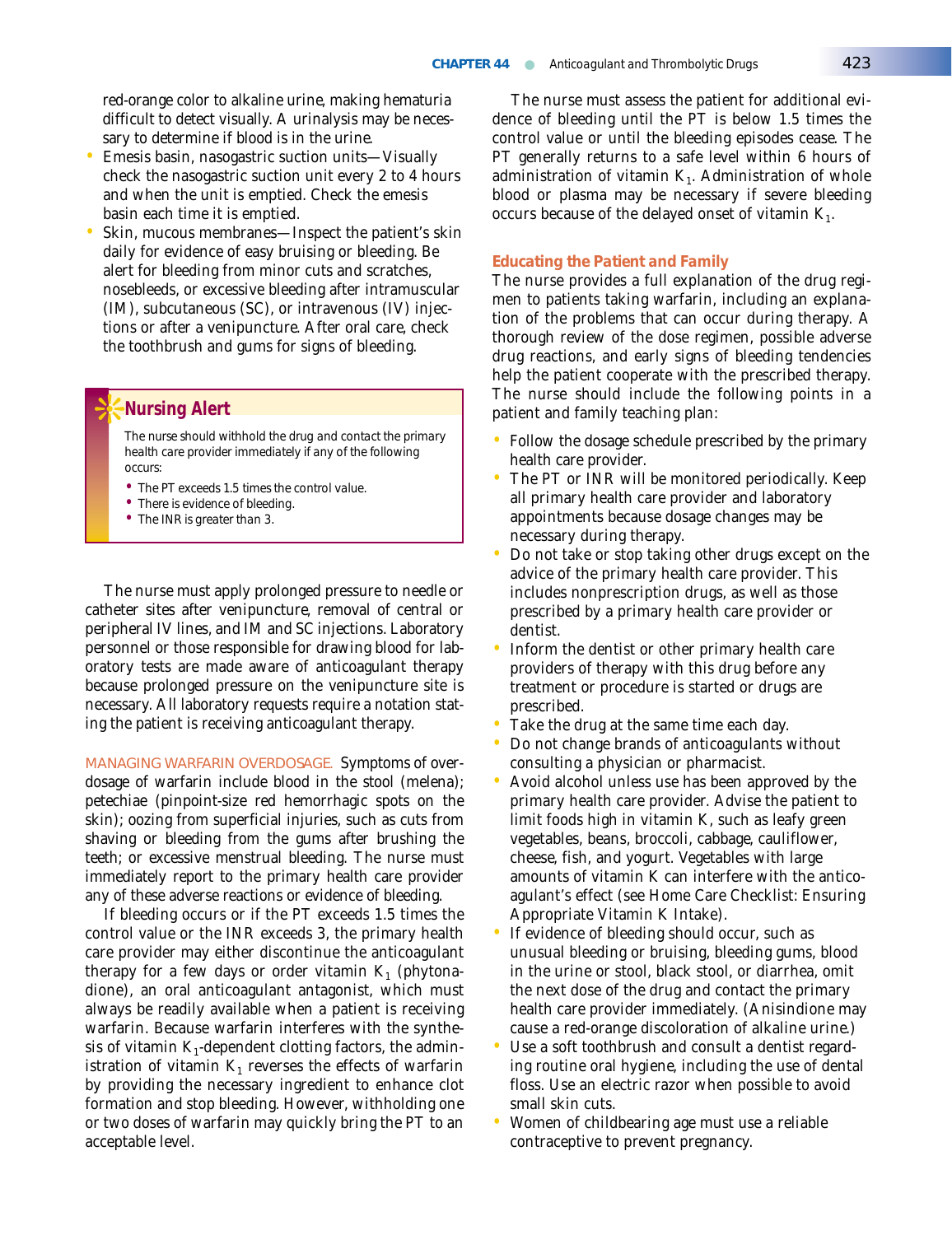red-orange color to alkaline urine, making hematuria difficult to detect visually. A urinalysis may be necessary to determine if blood is in the urine.

- Emesis basin, nasogastric suction units—Visually check the nasogastric suction unit every 2 to 4 hours and when the unit is emptied. Check the emesis basin each time it is emptied.
- Skin, mucous membranes—Inspect the patient's skin daily for evidence of easy bruising or bleeding. Be alert for bleeding from minor cuts and scratches, nosebleeds, or excessive bleeding after intramuscular (IM), subcutaneous (SC), or intravenous (IV) injections or after a venipuncture. After oral care, check the toothbrush and gums for signs of bleeding.

> **Nursing Alert**
>
> The nurse should withhold the drug and contact the primary health care provider immediately if any of the following occurs:
>
> - The PT exceeds 1.5 times the control value.
> - There is evidence of bleeding.
> - The INR is greater than 3.

The nurse must apply prolonged pressure to needle or catheter sites after venipuncture, removal of central or peripheral IV lines, and IM and SC injections. Laboratory personnel or those responsible for drawing blood for laboratory tests are made aware of anticoagulant therapy because prolonged pressure on the venipuncture site is necessary. All laboratory requests require a notation stating the patient is receiving anticoagulant therapy.

MANAGING WARFARIN OVERDOSAGE. Symptoms of overdosage of warfarin include blood in the stool (melena); petechiae (pinpoint-size red hemorrhagic spots on the skin); oozing from superficial injuries, such as cuts from shaving or bleeding from the gums after brushing the teeth; or excessive menstrual bleeding. The nurse must immediately report to the primary health care provider any of these adverse reactions or evidence of bleeding.

If bleeding occurs or if the PT exceeds 1.5 times the control value or the INR exceeds 3, the primary health care provider may either discontinue the anticoagulant therapy for a few days or order vitamin $K_1$ (phytonadione), an oral anticoagulant antagonist, which must always be readily available when a patient is receiving warfarin. Because warfarin interferes with the synthesis of vitamin $K_1$-dependent clotting factors, the administration of vitamin $K_1$ reverses the effects of warfarin by providing the necessary ingredient to enhance clot formation and stop bleeding. However, withholding one or two doses of warfarin may quickly bring the PT to an acceptable level.

The nurse must assess the patient for additional evidence of bleeding until the PT is below 1.5 times the control value or until the bleeding episodes cease. The PT generally returns to a safe level within 6 hours of administration of vitamin $K_1$. Administration of whole blood or plasma may be necessary if severe bleeding occurs because of the delayed onset of vitamin $K_1$.

### Educating the Patient and Family

The nurse provides a full explanation of the drug regimen to patients taking warfarin, including an explanation of the problems that can occur during therapy. A thorough review of the dose regimen, possible adverse drug reactions, and early signs of bleeding tendencies help the patient cooperate with the prescribed therapy. The nurse should include the following points in a patient and family teaching plan:

- Follow the dosage schedule prescribed by the primary health care provider.
- The PT or INR will be monitored periodically. Keep all primary health care provider and laboratory appointments because dosage changes may be necessary during therapy.
- Do not take or stop taking other drugs except on the advice of the primary health care provider. This includes nonprescription drugs, as well as those prescribed by a primary health care provider or dentist.
- Inform the dentist or other primary health care providers of therapy with this drug before any treatment or procedure is started or drugs are prescribed.
- Take the drug at the same time each day.
- Do not change brands of anticoagulants without consulting a physician or pharmacist.
- Avoid alcohol unless use has been approved by the primary health care provider. Advise the patient to limit foods high in vitamin K, such as leafy green vegetables, beans, broccoli, cabbage, cauliflower, cheese, fish, and yogurt. Vegetables with large amounts of vitamin K can interfere with the anticoagulant's effect (see Home Care Checklist: Ensuring Appropriate Vitamin K Intake).
- If evidence of bleeding should occur, such as unusual bleeding or bruising, bleeding gums, blood in the urine or stool, black stool, or diarrhea, omit the next dose of the drug and contact the primary health care provider immediately. (Anisindione may cause a red-orange discoloration of alkaline urine.)
- Use a soft toothbrush and consult a dentist regarding routine oral hygiene, including the use of dental floss. Use an electric razor when possible to avoid small skin cuts.
- Women of childbearing age must use a reliable contraceptive to prevent pregnancy.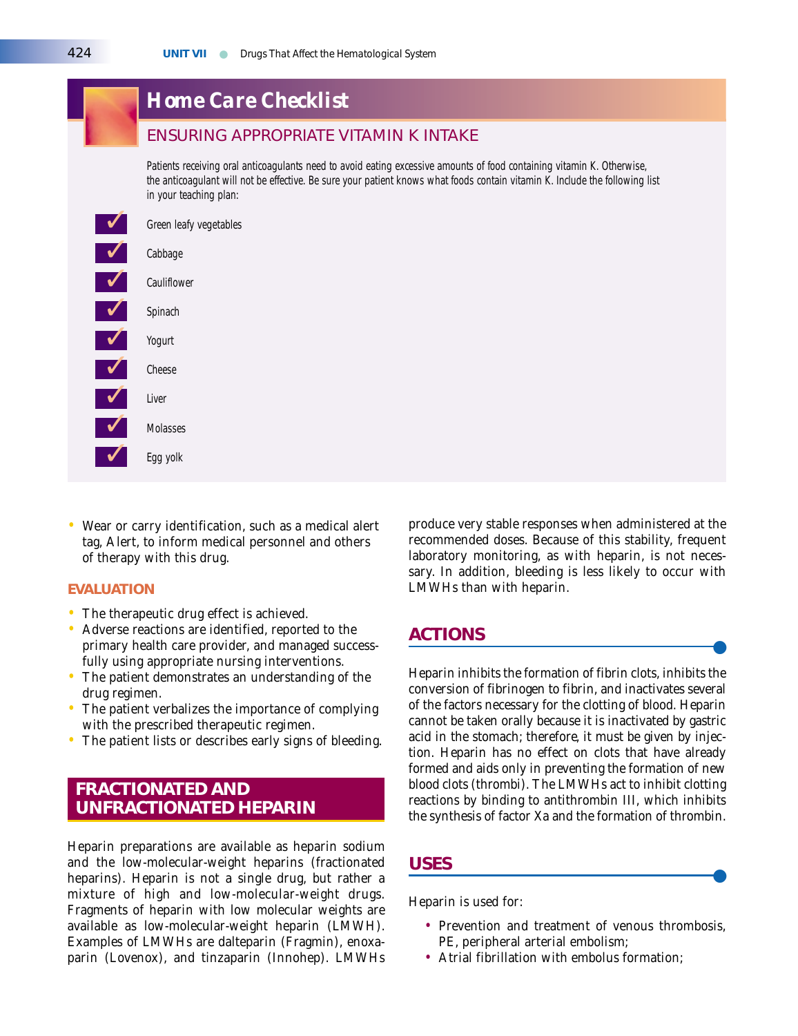## Home Care Checklist

### ENSURING APPROPRIATE VITAMIN K INTAKE

Patients receiving oral anticoagulants need to avoid eating excessive amounts of food containing vitamin K. Otherwise, the anticoagulant will not be effective. Be sure your patient knows what foods contain vitamin K. Include the following list in your teaching plan:

- ✓ Green leafy vegetables
- ✓ Cabbage
- ✓ Cauliflower
- ✓ Spinach
- ✓ Yogurt
- ✓ Cheese
- ✓ Liver
- ✓ Molasses
- ✓ Egg yolk

- Wear or carry identification, such as a medical alert tag, Alert, to inform medical personnel and others of therapy with this drug.

### EVALUATION

- The therapeutic drug effect is achieved.
- Adverse reactions are identified, reported to the primary health care provider, and managed successfully using appropriate nursing interventions.
- The patient demonstrates an understanding of the drug regimen.
- The patient verbalizes the importance of complying with the prescribed therapeutic regimen.
- The patient lists or describes early signs of bleeding.

## FRACTIONATED AND UNFRACTIONATED HEPARIN

Heparin preparations are available as heparin sodium and the low-molecular-weight heparins (fractionated heparins). Heparin is not a single drug, but rather a mixture of high and low-molecular-weight drugs. Fragments of heparin with low molecular weights are available as low-molecular-weight heparin (LMWH). Examples of LMWHs are dalteparin (Fragmin), enoxaparin (Lovenox), and tinzaparin (Innohep). LMWHs produce very stable responses when administered at the recommended doses. Because of this stability, frequent laboratory monitoring, as with heparin, is not necessary. In addition, bleeding is less likely to occur with LMWHs than with heparin.

### ACTIONS

Heparin inhibits the formation of fibrin clots, inhibits the conversion of fibrinogen to fibrin, and inactivates several of the factors necessary for the clotting of blood. Heparin cannot be taken orally because it is inactivated by gastric acid in the stomach; therefore, it must be given by injection. Heparin has no effect on clots that have already formed and aids only in preventing the formation of new blood clots (thrombi). The LMWHs act to inhibit clotting reactions by binding to antithrombin III, which inhibits the synthesis of factor Xa and the formation of thrombin.

### USES

Heparin is used for:

- Prevention and treatment of venous thrombosis, PE, peripheral arterial embolism;
- Atrial fibrillation with embolus formation;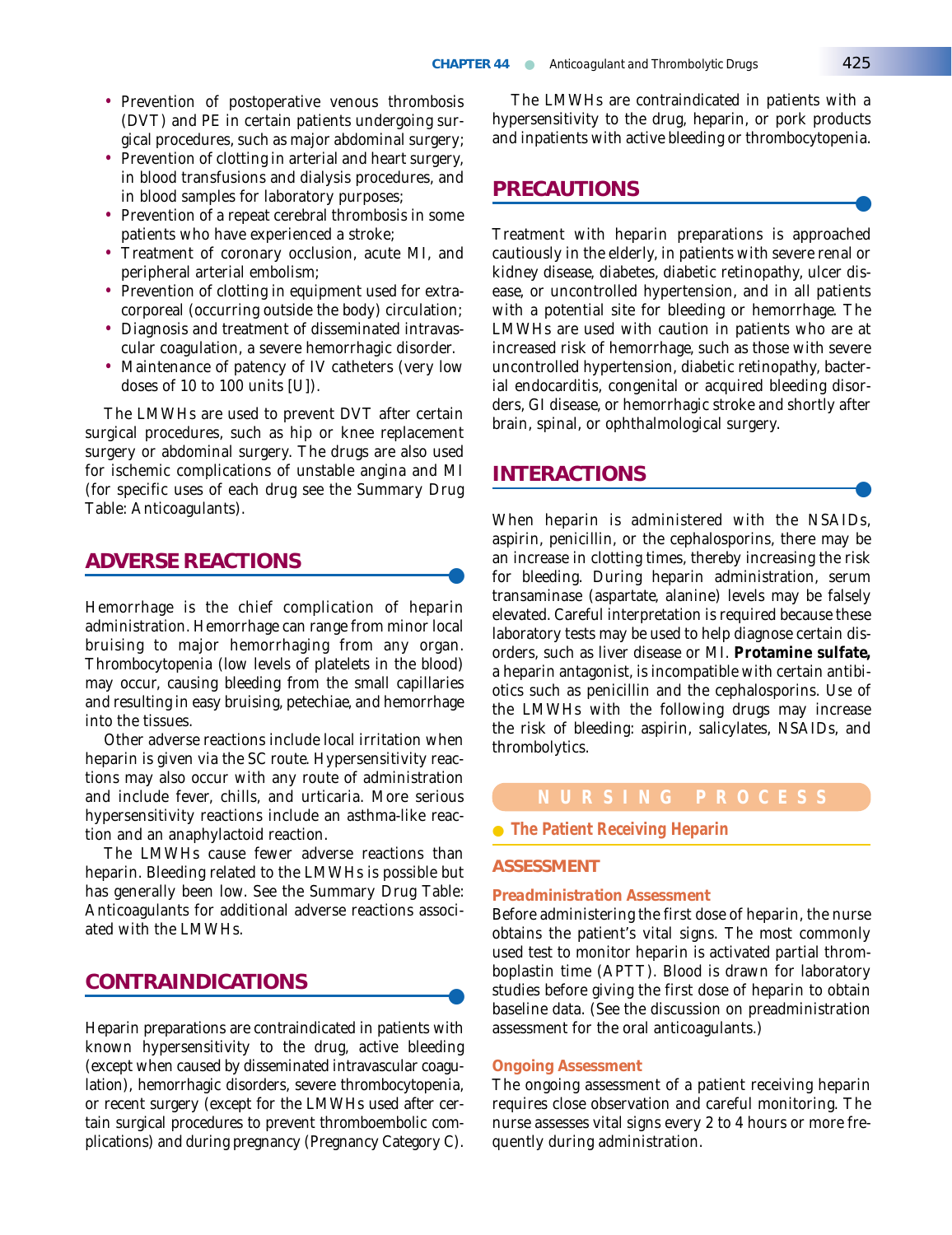- Prevention of postoperative venous thrombosis (DVT) and PE in certain patients undergoing surgical procedures, such as major abdominal surgery;
- Prevention of clotting in arterial and heart surgery, in blood transfusions and dialysis procedures, and in blood samples for laboratory purposes;
- Prevention of a repeat cerebral thrombosis in some patients who have experienced a stroke;
- Treatment of coronary occlusion, acute MI, and peripheral arterial embolism;
- Prevention of clotting in equipment used for extracorporeal (occurring outside the body) circulation;
- Diagnosis and treatment of disseminated intravascular coagulation, a severe hemorrhagic disorder.
- Maintenance of patency of IV catheters (very low doses of 10 to 100 units [U]).

The LMWHs are used to prevent DVT after certain surgical procedures, such as hip or knee replacement surgery or abdominal surgery. The drugs are also used for ischemic complications of unstable angina and MI (for specific uses of each drug see the Summary Drug Table: Anticoagulants).

## ADVERSE REACTIONS

Hemorrhage is the chief complication of heparin administration. Hemorrhage can range from minor local bruising to major hemorrhaging from any organ. Thrombocytopenia (low levels of platelets in the blood) may occur, causing bleeding from the small capillaries and resulting in easy bruising, petechiae, and hemorrhage into the tissues.

Other adverse reactions include local irritation when heparin is given via the SC route. Hypersensitivity reactions may also occur with any route of administration and include fever, chills, and urticaria. More serious hypersensitivity reactions include an asthma-like reaction and an anaphylactoid reaction.

The LMWHs cause fewer adverse reactions than heparin. Bleeding related to the LMWHs is possible but has generally been low. See the Summary Drug Table: Anticoagulants for additional adverse reactions associated with the LMWHs.

## CONTRAINDICATIONS

Heparin preparations are contraindicated in patients with known hypersensitivity to the drug, active bleeding (except when caused by disseminated intravascular coagulation), hemorrhagic disorders, severe thrombocytopenia, or recent surgery (except for the LMWHs used after certain surgical procedures to prevent thromboembolic complications) and during pregnancy (Pregnancy Category C).

The LMWHs are contraindicated in patients with a hypersensitivity to the drug, heparin, or pork products and inpatients with active bleeding or thrombocytopenia.

## PRECAUTIONS

Treatment with heparin preparations is approached cautiously in the elderly, in patients with severe renal or kidney disease, diabetes, diabetic retinopathy, ulcer disease, or uncontrolled hypertension, and in all patients with a potential site for bleeding or hemorrhage. The LMWHs are used with caution in patients who are at increased risk of hemorrhage, such as those with severe uncontrolled hypertension, diabetic retinopathy, bacterial endocarditis, congenital or acquired bleeding disorders, GI disease, or hemorrhagic stroke and shortly after brain, spinal, or ophthalmological surgery.

## INTERACTIONS

When heparin is administered with the NSAIDs, aspirin, penicillin, or the cephalosporins, there may be an increase in clotting times, thereby increasing the risk for bleeding. During heparin administration, serum transaminase (aspartate, alanine) levels may be falsely elevated. Careful interpretation is required because these laboratory tests may be used to help diagnose certain disorders, such as liver disease or MI. **Protamine sulfate,** a heparin antagonist, is incompatible with certain antibiotics such as penicillin and the cephalosporins. Use of the LMWHs with the following drugs may increase the risk of bleeding: aspirin, salicylates, NSAIDs, and thrombolytics.

## NURSING PROCESS

### The Patient Receiving Heparin

#### ASSESSMENT

##### *Preadministration Assessment*

Before administering the first dose of heparin, the nurse obtains the patient's vital signs. The most commonly used test to monitor heparin is activated partial thromboplastin time (APTT). Blood is drawn for laboratory studies before giving the first dose of heparin to obtain baseline data. (See the discussion on preadministration assessment for the oral anticoagulants.)

##### *Ongoing Assessment*

The ongoing assessment of a patient receiving heparin requires close observation and careful monitoring. The nurse assesses vital signs every 2 to 4 hours or more frequently during administration.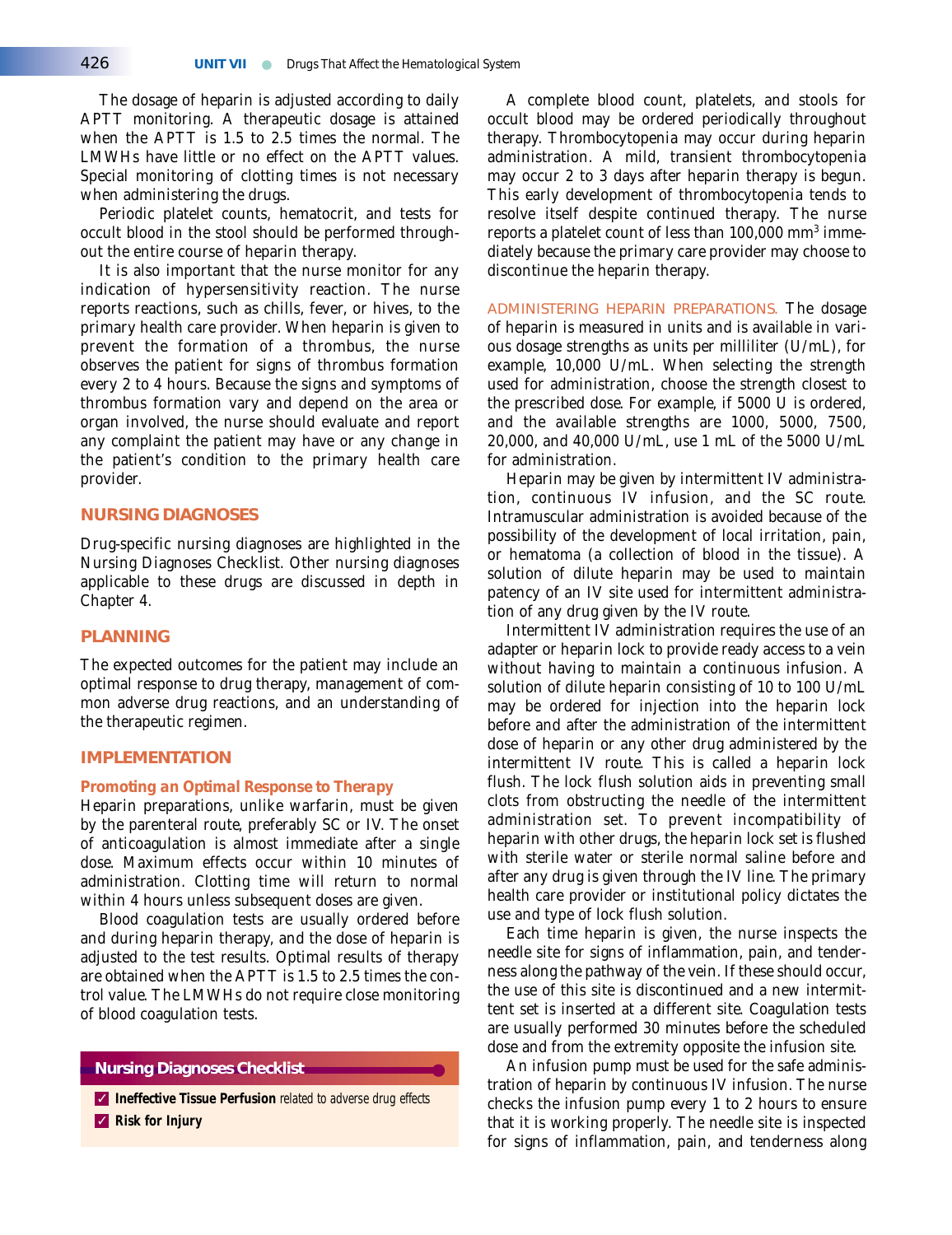The dosage of heparin is adjusted according to daily APTT monitoring. A therapeutic dosage is attained when the APTT is 1.5 to 2.5 times the normal. The LMWHs have little or no effect on the APTT values. Special monitoring of clotting times is not necessary when administering the drugs.

Periodic platelet counts, hematocrit, and tests for occult blood in the stool should be performed throughout the entire course of heparin therapy.

It is also important that the nurse monitor for any indication of hypersensitivity reaction. The nurse reports reactions, such as chills, fever, or hives, to the primary health care provider. When heparin is given to prevent the formation of a thrombus, the nurse observes the patient for signs of thrombus formation every 2 to 4 hours. Because the signs and symptoms of thrombus formation vary and depend on the area or organ involved, the nurse should evaluate and report any complaint the patient may have or any change in the patient's condition to the primary health care provider.

## NURSING DIAGNOSES

Drug-specific nursing diagnoses are highlighted in the Nursing Diagnoses Checklist. Other nursing diagnoses applicable to these drugs are discussed in depth in Chapter 4.

## PLANNING

The expected outcomes for the patient may include an optimal response to drug therapy, management of common adverse drug reactions, and an understanding of the therapeutic regimen.

## IMPLEMENTATION

### Promoting an Optimal Response to Therapy

Heparin preparations, unlike warfarin, must be given by the parenteral route, preferably SC or IV. The onset of anticoagulation is almost immediate after a single dose. Maximum effects occur within 10 minutes of administration. Clotting time will return to normal within 4 hours unless subsequent doses are given.

Blood coagulation tests are usually ordered before and during heparin therapy, and the dose of heparin is adjusted to the test results. Optimal results of therapy are obtained when the APTT is 1.5 to 2.5 times the control value. The LMWHs do not require close monitoring of blood coagulation tests.

**Nursing Diagnoses Checklist**

- ✓ **Ineffective Tissue Perfusion** related to adverse drug effects
- ✓ **Risk for Injury**

A complete blood count, platelets, and stools for occult blood may be ordered periodically throughout therapy. Thrombocytopenia may occur during heparin administration. A mild, transient thrombocytopenia may occur 2 to 3 days after heparin therapy is begun. This early development of thrombocytopenia tends to resolve itself despite continued therapy. The nurse reports a platelet count of less than 100,000 mm$^3$ immediately because the primary care provider may choose to discontinue the heparin therapy.

ADMINISTERING HEPARIN PREPARATIONS. The dosage of heparin is measured in units and is available in various dosage strengths as units per milliliter (U/mL), for example, 10,000 U/mL. When selecting the strength used for administration, choose the strength closest to the prescribed dose. For example, if 5000 U is ordered, and the available strengths are 1000, 5000, 7500, 20,000, and 40,000 U/mL, use 1 mL of the 5000 U/mL for administration.

Heparin may be given by intermittent IV administration, continuous IV infusion, and the SC route. Intramuscular administration is avoided because of the possibility of the development of local irritation, pain, or hematoma (a collection of blood in the tissue). A solution of dilute heparin may be used to maintain patency of an IV site used for intermittent administration of any drug given by the IV route.

Intermittent IV administration requires the use of an adapter or heparin lock to provide ready access to a vein without having to maintain a continuous infusion. A solution of dilute heparin consisting of 10 to 100 U/mL may be ordered for injection into the heparin lock before and after the administration of the intermittent dose of heparin or any other drug administered by the intermittent IV route. This is called a heparin lock flush. The lock flush solution aids in preventing small clots from obstructing the needle of the intermittent administration set. To prevent incompatibility of heparin with other drugs, the heparin lock set is flushed with sterile water or sterile normal saline before and after any drug is given through the IV line. The primary health care provider or institutional policy dictates the use and type of lock flush solution.

Each time heparin is given, the nurse inspects the needle site for signs of inflammation, pain, and tenderness along the pathway of the vein. If these should occur, the use of this site is discontinued and a new intermittent set is inserted at a different site. Coagulation tests are usually performed 30 minutes before the scheduled dose and from the extremity opposite the infusion site.

An infusion pump must be used for the safe administration of heparin by continuous IV infusion. The nurse checks the infusion pump every 1 to 2 hours to ensure that it is working properly. The needle site is inspected for signs of inflammation, pain, and tenderness along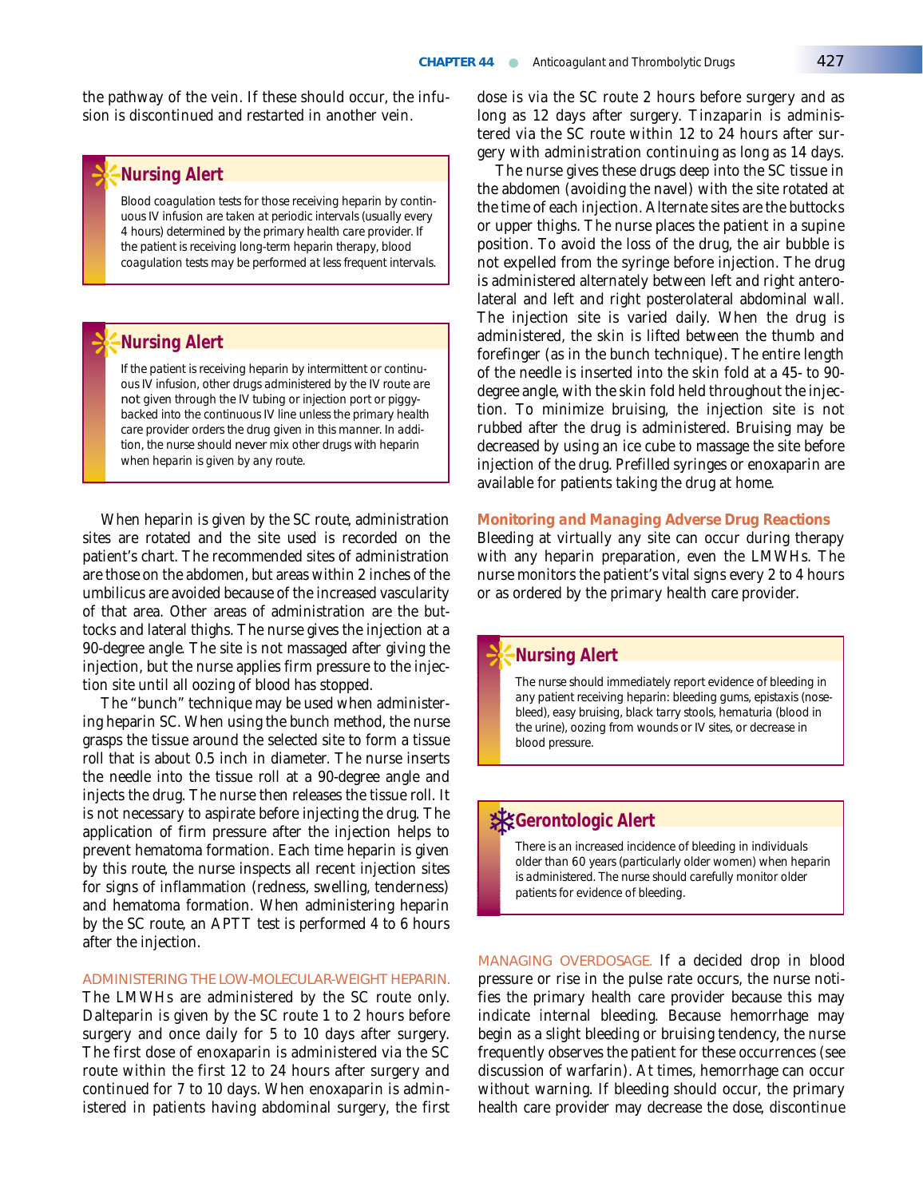the pathway of the vein. If these should occur, the infusion is discontinued and restarted in another vein.

> **Nursing Alert**
>
> Blood coagulation tests for those receiving heparin by continuous IV infusion are taken at periodic intervals (usually every 4 hours) determined by the primary health care provider. If the patient is receiving long-term heparin therapy, blood coagulation tests may be performed at less frequent intervals.

> **Nursing Alert**
>
> If the patient is receiving heparin by intermittent or continuous IV infusion, other drugs administered by the IV route are *not* given through the IV tubing or injection port or piggybacked into the continuous IV line unless the primary health care provider orders the drug given in this manner. In addition, the nurse should *never* mix other drugs with heparin when heparin is given by any route.

When heparin is given by the SC route, administration sites are rotated and the site used is recorded on the patient's chart. The recommended sites of administration are those on the abdomen, but areas within 2 inches of the umbilicus are avoided because of the increased vascularity of that area. Other areas of administration are the buttocks and lateral thighs. The nurse gives the injection at a 90-degree angle. The site is not massaged after giving the injection, but the nurse applies firm pressure to the injection site until all oozing of blood has stopped.

The "bunch" technique may be used when administering heparin SC. When using the bunch method, the nurse grasps the tissue around the selected site to form a tissue roll that is about 0.5 inch in diameter. The nurse inserts the needle into the tissue roll at a 90-degree angle and injects the drug. The nurse then releases the tissue roll. It is not necessary to aspirate before injecting the drug. The application of firm pressure after the injection helps to prevent hematoma formation. Each time heparin is given by this route, the nurse inspects all recent injection sites for signs of inflammation (redness, swelling, tenderness) and hematoma formation. When administering heparin by the SC route, an APTT test is performed 4 to 6 hours after the injection.

ADMINISTERING THE LOW-MOLECULAR-WEIGHT HEPARIN. The LMWHs are administered by the SC route only. Dalteparin is given by the SC route 1 to 2 hours before surgery and once daily for 5 to 10 days after surgery. The first dose of enoxaparin is administered via the SC route within the first 12 to 24 hours after surgery and continued for 7 to 10 days. When enoxaparin is administered in patients having abdominal surgery, the first dose is via the SC route 2 hours before surgery and as long as 12 days after surgery. Tinzaparin is administered via the SC route within 12 to 24 hours after surgery with administration continuing as long as 14 days.

The nurse gives these drugs deep into the SC tissue in the abdomen (avoiding the navel) with the site rotated at the time of each injection. Alternate sites are the buttocks or upper thighs. The nurse places the patient in a supine position. To avoid the loss of the drug, the air bubble is not expelled from the syringe before injection. The drug is administered alternately between left and right anterolateral and left and right posterolateral abdominal wall. The injection site is varied daily. When the drug is administered, the skin is lifted between the thumb and forefinger (as in the bunch technique). The entire length of the needle is inserted into the skin fold at a 45- to 90-degree angle, with the skin fold held throughout the injection. To minimize bruising, the injection site is not rubbed after the drug is administered. Bruising may be decreased by using an ice cube to massage the site before injection of the drug. Prefilled syringes or enoxaparin are available for patients taking the drug at home.

### Monitoring and Managing Adverse Drug Reactions

Bleeding at virtually any site can occur during therapy with any heparin preparation, even the LMWHs. The nurse monitors the patient's vital signs every 2 to 4 hours or as ordered by the primary health care provider.

> **Nursing Alert**
>
> The nurse should immediately report evidence of bleeding in any patient receiving heparin: bleeding gums, epistaxis (nosebleed), easy bruising, black tarry stools, hematuria (blood in the urine), oozing from wounds or IV sites, or decrease in blood pressure.

> **Gerontologic Alert**
>
> There is an increased incidence of bleeding in individuals older than 60 years (particularly older women) when heparin is administered. The nurse should carefully monitor older patients for evidence of bleeding.

MANAGING OVERDOSAGE. If a decided drop in blood pressure or rise in the pulse rate occurs, the nurse notifies the primary health care provider because this may indicate internal bleeding. Because hemorrhage may begin as a slight bleeding or bruising tendency, the nurse frequently observes the patient for these occurrences (see discussion of warfarin). At times, hemorrhage can occur without warning. If bleeding should occur, the primary health care provider may decrease the dose, discontinue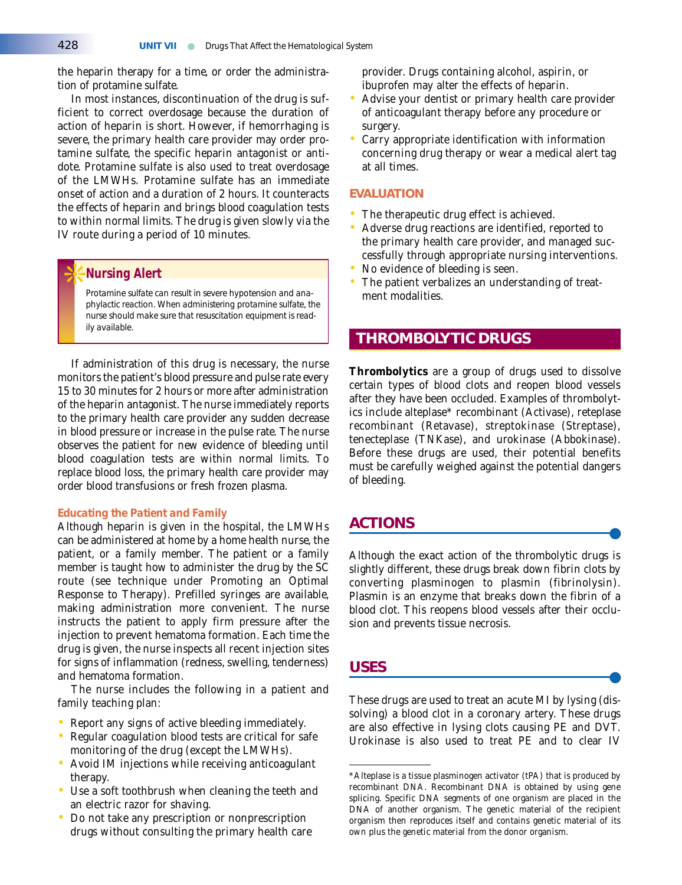the heparin therapy for a time, or order the administration of protamine sulfate.

In most instances, discontinuation of the drug is sufficient to correct overdosage because the duration of action of heparin is short. However, if hemorrhaging is severe, the primary health care provider may order protamine sulfate, the specific heparin antagonist or antidote. Protamine sulfate is also used to treat overdosage of the LMWHs. Protamine sulfate has an immediate onset of action and a duration of 2 hours. It counteracts the effects of heparin and brings blood coagulation tests to within normal limits. The drug is given slowly via the IV route during a period of 10 minutes.

> **Nursing Alert**
>
> Protamine sulfate can result in severe hypotension and anaphylactic reaction. When administering protamine sulfate, the nurse should make sure that resuscitation equipment is readily available.

If administration of this drug is necessary, the nurse monitors the patient's blood pressure and pulse rate every 15 to 30 minutes for 2 hours or more after administration of the heparin antagonist. The nurse immediately reports to the primary health care provider any sudden decrease in blood pressure or increase in the pulse rate. The nurse observes the patient for new evidence of bleeding until blood coagulation tests are within normal limits. To replace blood loss, the primary health care provider may order blood transfusions or fresh frozen plasma.

#### Educating the Patient and Family

Although heparin is given in the hospital, the LMWHs can be administered at home by a home health nurse, the patient, or a family member. The patient or a family member is taught how to administer the drug by the SC route (see technique under Promoting an Optimal Response to Therapy). Prefilled syringes are available, making administration more convenient. The nurse instructs the patient to apply firm pressure after the injection to prevent hematoma formation. Each time the drug is given, the nurse inspects all recent injection sites for signs of inflammation (redness, swelling, tenderness) and hematoma formation.

The nurse includes the following in a patient and family teaching plan:

- Report any signs of active bleeding immediately.
- Regular coagulation blood tests are critical for safe monitoring of the drug (except the LMWHs).
- Avoid IM injections while receiving anticoagulant therapy.
- Use a soft toothbrush when cleaning the teeth and an electric razor for shaving.
- Do not take any prescription or nonprescription drugs without consulting the primary health care provider. Drugs containing alcohol, aspirin, or ibuprofen may alter the effects of heparin.
- Advise your dentist or primary health care provider of anticoagulant therapy before any procedure or surgery.
- Carry appropriate identification with information concerning drug therapy or wear a medical alert tag at all times.

### EVALUATION

- The therapeutic drug effect is achieved.
- Adverse drug reactions are identified, reported to the primary health care provider, and managed successfully through appropriate nursing interventions.
- No evidence of bleeding is seen.
- The patient verbalizes an understanding of treatment modalities.

# THROMBOLYTIC DRUGS

**Thrombolytics** are a group of drugs used to dissolve certain types of blood clots and reopen blood vessels after they have been occluded. Examples of thrombolytics include alteplase* recombinant (Activase), reteplase recombinant (Retavase), streptokinase (Streptase), tenecteplase (TNKase), and urokinase (Abbokinase). Before these drugs are used, their potential benefits must be carefully weighed against the potential dangers of bleeding.

## ACTIONS

Although the exact action of the thrombolytic drugs is slightly different, these drugs break down fibrin clots by converting plasminogen to plasmin (fibrinolysin). Plasmin is an enzyme that breaks down the fibrin of a blood clot. This reopens blood vessels after their occlusion and prevents tissue necrosis.

## USES

These drugs are used to treat an acute MI by lysing (dissolving) a blood clot in a coronary artery. These drugs are also effective in lysing clots causing PE and DVT. Urokinase is also used to treat PE and to clear IV

*Alteplase is a tissue plasminogen activator (tPA) that is produced by recombinant DNA. Recombinant DNA is obtained by using gene splicing. Specific DNA segments of one organism are placed in the DNA of another organism. The genetic material of the recipient organism then reproduces itself and contains genetic material of its own plus the genetic material from the donor organism.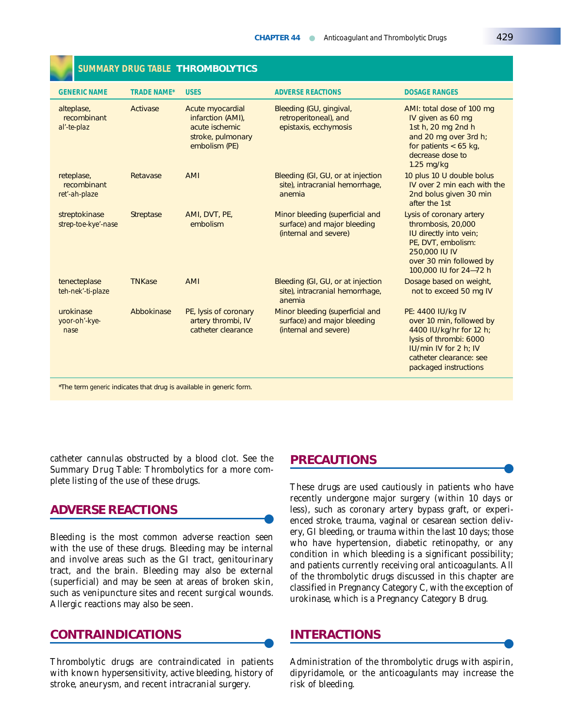## SUMMARY DRUG TABLE THROMBOLYTICS

| GENERIC NAME | TRADE NAME* | USES | ADVERSE REACTIONS | DOSAGE RANGES |
|---|---|---|---|---|
| alteplase, recombinant al'-te-plaz | Activase | Acute myocardial infarction (AMI), acute ischemic stroke, pulmonary embolism (PE) | Bleeding (GU, gingival, retroperitoneal), and epistaxis, ecchymosis | AMI: total dose of 100 mg IV given as 60 mg 1st h, 20 mg 2nd h and 20 mg over 3rd h; for patients < 65 kg, decrease dose to 1.25 mg/kg |
| reteplase, recombinant ret'-ah-plaze | Retavase | AMI | Bleeding (GI, GU, or at injection site), intracranial hemorrhage, anemia | 10 plus 10 U double bolus IV over 2 min each with the 2nd bolus given 30 min after the 1st |
| streptokinase strep-toe-kye'-nase | Streptase | AMI, DVT, PE, embolism | Minor bleeding (superficial and surface) and major bleeding (internal and severe) | Lysis of coronary artery thrombosis, 20,000 IU directly into vein; PE, DVT, embolism: 250,000 IU IV over 30 min followed by 100,000 IU for 24–72 h |
| tenecteplase teh-nek'-ti-plaze | TNKase | AMI | Bleeding (GI, GU, or at injection site), intracranial hemorrhage, anemia | Dosage based on weight, not to exceed 50 mg IV |
| urokinase yoor-oh'-kye-nase | Abbokinase | PE, lysis of coronary artery thrombi, IV catheter clearance | Minor bleeding (superficial and surface) and major bleeding (internal and severe) | PE: 4400 IU/kg IV over 10 min, followed by 4400 IU/kg/hr for 12 h; lysis of thrombi: 6000 IU/min IV for 2 h; IV catheter clearance: see packaged instructions |

*The term *generic* indicates that drug is available in generic form.

catheter cannulas obstructed by a blood clot. See the Summary Drug Table: Thrombolytics for a more complete listing of the use of these drugs.

## ADVERSE REACTIONS

Bleeding is the most common adverse reaction seen with the use of these drugs. Bleeding may be internal and involve areas such as the GI tract, genitourinary tract, and the brain. Bleeding may also be external (superficial) and may be seen at areas of broken skin, such as venipuncture sites and recent surgical wounds. Allergic reactions may also be seen.

## CONTRAINDICATIONS

Thrombolytic drugs are contraindicated in patients with known hypersensitivity, active bleeding, history of stroke, aneurysm, and recent intracranial surgery.

## PRECAUTIONS

These drugs are used cautiously in patients who have recently undergone major surgery (within 10 days or less), such as coronary artery bypass graft, or experienced stroke, trauma, vaginal or cesarean section delivery, GI bleeding, or trauma within the last 10 days; those who have hypertension, diabetic retinopathy, or any condition in which bleeding is a significant possibility; and patients currently receiving oral anticoagulants. All of the thrombolytic drugs discussed in this chapter are classified in Pregnancy Category C, with the exception of urokinase, which is a Pregnancy Category B drug.

## INTERACTIONS

Administration of the thrombolytic drugs with aspirin, dipyridamole, or the anticoagulants may increase the risk of bleeding.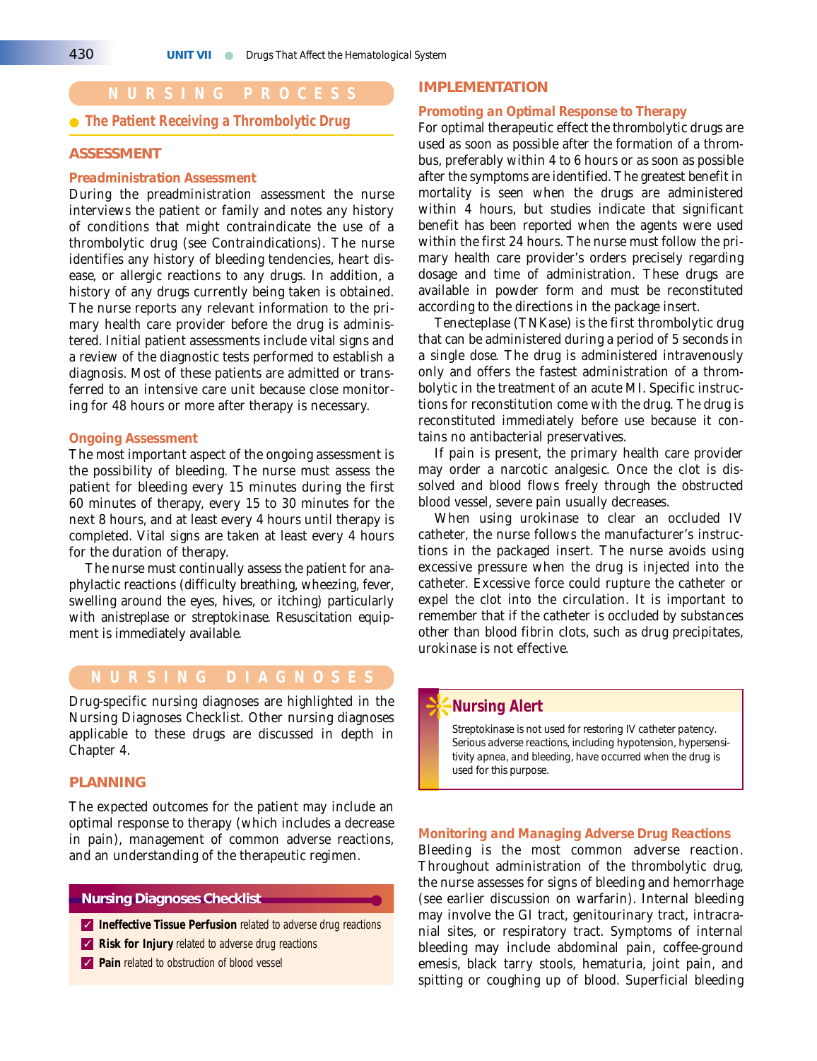## NURSING PROCESS

### The Patient Receiving a Thrombolytic Drug

### ASSESSMENT

#### *Preadministration Assessment*

During the preadministration assessment the nurse interviews the patient or family and notes any history of conditions that might contraindicate the use of a thrombolytic drug (see Contraindications). The nurse identifies any history of bleeding tendencies, heart disease, or allergic reactions to any drugs. In addition, a history of any drugs currently being taken is obtained. The nurse reports any relevant information to the primary health care provider before the drug is administered. Initial patient assessments include vital signs and a review of the diagnostic tests performed to establish a diagnosis. Most of these patients are admitted or transferred to an intensive care unit because close monitoring for 48 hours or more after therapy is necessary.

#### *Ongoing Assessment*

The most important aspect of the ongoing assessment is the possibility of bleeding. The nurse must assess the patient for bleeding every 15 minutes during the first 60 minutes of therapy, every 15 to 30 minutes for the next 8 hours, and at least every 4 hours until therapy is completed. Vital signs are taken at least every 4 hours for the duration of therapy.

The nurse must continually assess the patient for anaphylactic reactions (difficulty breathing, wheezing, fever, swelling around the eyes, hives, or itching) particularly with anistreplase or streptokinase. Resuscitation equipment is immediately available.

## NURSING DIAGNOSES

Drug-specific nursing diagnoses are highlighted in the Nursing Diagnoses Checklist. Other nursing diagnoses applicable to these drugs are discussed in depth in Chapter 4.

### PLANNING

The expected outcomes for the patient may include an optimal response to therapy (which includes a decrease in pain), management of common adverse reactions, and an understanding of the therapeutic regimen.

**Nursing Diagnoses Checklist**

- ✓ **Ineffective Tissue Perfusion** related to adverse drug reactions
- ✓ **Risk for Injury** related to adverse drug reactions
- ✓ **Pain** related to obstruction of blood vessel

### IMPLEMENTATION

#### *Promoting an Optimal Response to Therapy*

For optimal therapeutic effect the thrombolytic drugs are used as soon as possible after the formation of a thrombus, preferably within 4 to 6 hours or as soon as possible after the symptoms are identified. The greatest benefit in mortality is seen when the drugs are administered within 4 hours, but studies indicate that significant benefit has been reported when the agents were used within the first 24 hours. The nurse must follow the primary health care provider's orders precisely regarding dosage and time of administration. These drugs are available in powder form and must be reconstituted according to the directions in the package insert.

Tenecteplase (TNKase) is the first thrombolytic drug that can be administered during a period of 5 seconds in a single dose. The drug is administered intravenously only and offers the fastest administration of a thrombolytic in the treatment of an acute MI. Specific instructions for reconstitution come with the drug. The drug is reconstituted immediately before use because it contains no antibacterial preservatives.

If pain is present, the primary health care provider may order a narcotic analgesic. Once the clot is dissolved and blood flows freely through the obstructed blood vessel, severe pain usually decreases.

When using urokinase to clear an occluded IV catheter, the nurse follows the manufacturer's instructions in the packaged insert. The nurse avoids using excessive pressure when the drug is injected into the catheter. Excessive force could rupture the catheter or expel the clot into the circulation. It is important to remember that if the catheter is occluded by substances other than blood fibrin clots, such as drug precipitates, urokinase is not effective.

**Nursing Alert**

Streptokinase is not used for restoring IV catheter patency. Serious adverse reactions, including hypotension, hypersensitivity apnea, and bleeding, have occurred when the drug is used for this purpose.

#### *Monitoring and Managing Adverse Drug Reactions*

Bleeding is the most common adverse reaction. Throughout administration of the thrombolytic drug, the nurse assesses for signs of bleeding and hemorrhage (see earlier discussion on warfarin). Internal bleeding may involve the GI tract, genitourinary tract, intracranial sites, or respiratory tract. Symptoms of internal bleeding may include abdominal pain, coffee-ground emesis, black tarry stools, hematuria, joint pain, and spitting or coughing up of blood. Superficial bleeding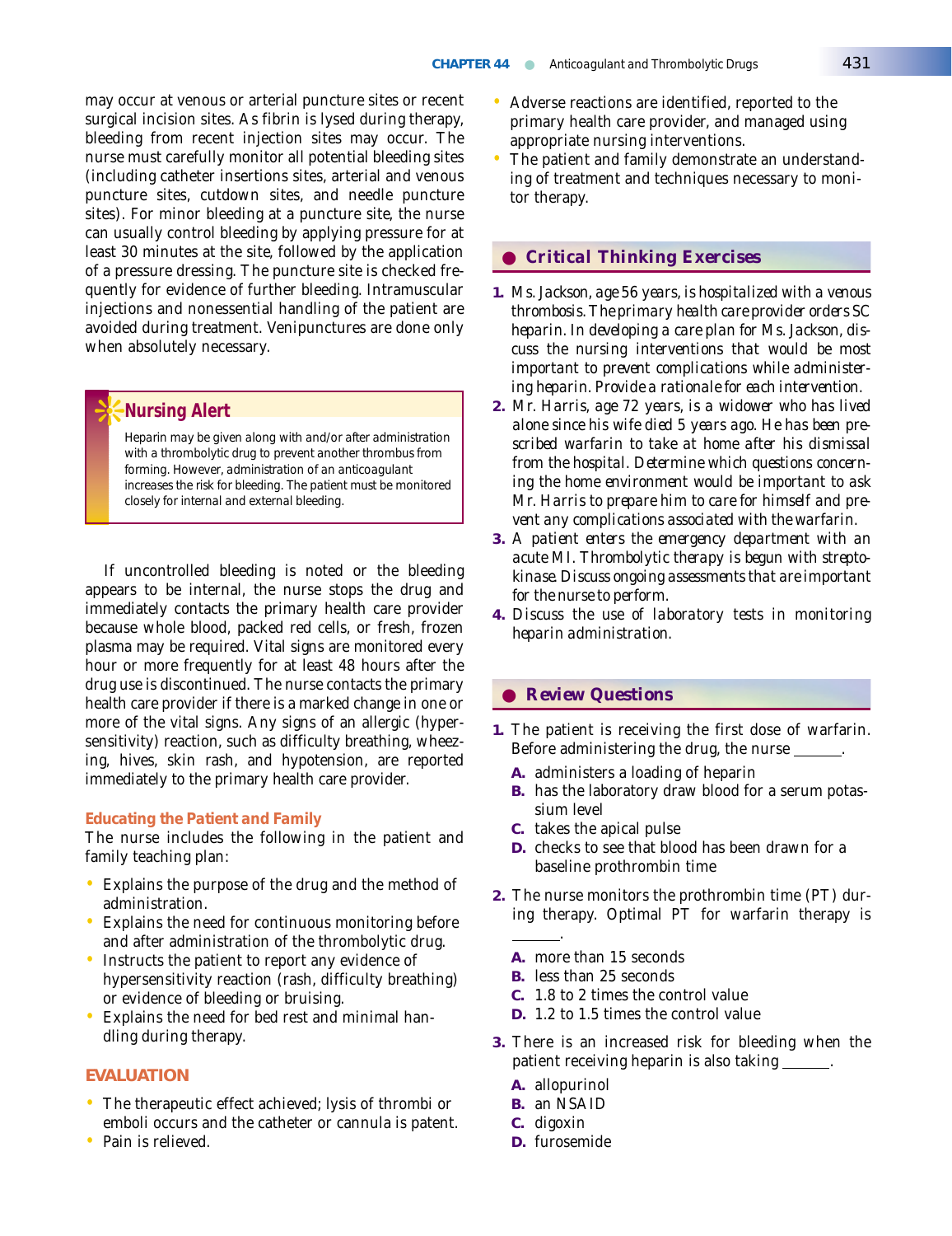may occur at venous or arterial puncture sites or recent surgical incision sites. As fibrin is lysed during therapy, bleeding from recent injection sites may occur. The nurse must carefully monitor all potential bleeding sites (including catheter insertions sites, arterial and venous puncture sites, cutdown sites, and needle puncture sites). For minor bleeding at a puncture site, the nurse can usually control bleeding by applying pressure for at least 30 minutes at the site, followed by the application of a pressure dressing. The puncture site is checked frequently for evidence of further bleeding. Intramuscular injections and nonessential handling of the patient are avoided during treatment. Venipunctures are done only when absolutely necessary.

> **Nursing Alert**
>
> Heparin may be given along with and/or after administration with a thrombolytic drug to prevent another thrombus from forming. However, administration of an anticoagulant increases the risk for bleeding. The patient must be monitored closely for internal and external bleeding.

If uncontrolled bleeding is noted or the bleeding appears to be internal, the nurse stops the drug and immediately contacts the primary health care provider because whole blood, packed red cells, or fresh, frozen plasma may be required. Vital signs are monitored every hour or more frequently for at least 48 hours after the drug use is discontinued. The nurse contacts the primary health care provider if there is a marked change in one or more of the vital signs. Any signs of an allergic (hypersensitivity) reaction, such as difficulty breathing, wheezing, hives, skin rash, and hypotension, are reported immediately to the primary health care provider.

### Educating the Patient and Family

The nurse includes the following in the patient and family teaching plan:

- Explains the purpose of the drug and the method of administration.
- Explains the need for continuous monitoring before and after administration of the thrombolytic drug.
- Instructs the patient to report any evidence of hypersensitivity reaction (rash, difficulty breathing) or evidence of bleeding or bruising.
- Explains the need for bed rest and minimal handling during therapy.

## EVALUATION

- The therapeutic effect achieved; lysis of thrombi or emboli occurs and the catheter or cannula is patent.
- Pain is relieved.
- Adverse reactions are identified, reported to the primary health care provider, and managed using appropriate nursing interventions.
- The patient and family demonstrate an understanding of treatment and techniques necessary to monitor therapy.

## Critical Thinking Exercises

1. *Ms. Jackson, age 56 years, is hospitalized with a venous thrombosis. The primary health care provider orders SC heparin. In developing a care plan for Ms. Jackson, discuss the nursing interventions that would be most important to prevent complications while administering heparin. Provide a rationale for each intervention.*
2. *Mr. Harris, age 72 years, is a widower who has lived alone since his wife died 5 years ago. He has been prescribed warfarin to take at home after his dismissal from the hospital. Determine which questions concerning the home environment would be important to ask Mr. Harris to prepare him to care for himself and prevent any complications associated with the warfarin.*
3. *A patient enters the emergency department with an acute MI. Thrombolytic therapy is begun with streptokinase. Discuss ongoing assessments that are important for the nurse to perform.*
4. *Discuss the use of laboratory tests in monitoring heparin administration.*

## Review Questions

1. The patient is receiving the first dose of warfarin. Before administering the drug, the nurse ______.
   - **A.** administers a loading of heparin
   - **B.** has the laboratory draw blood for a serum potassium level
   - **C.** takes the apical pulse
   - **D.** checks to see that blood has been drawn for a baseline prothrombin time
2. The nurse monitors the prothrombin time (PT) during therapy. Optimal PT for warfarin therapy is ______.
   - **A.** more than 15 seconds
   - **B.** less than 25 seconds
   - **C.** 1.8 to 2 times the control value
   - **D.** 1.2 to 1.5 times the control value
3. There is an increased risk for bleeding when the patient receiving heparin is also taking ______.
   - **A.** allopurinol
   - **B.** an NSAID
   - **C.** digoxin
   - **D.** furosemide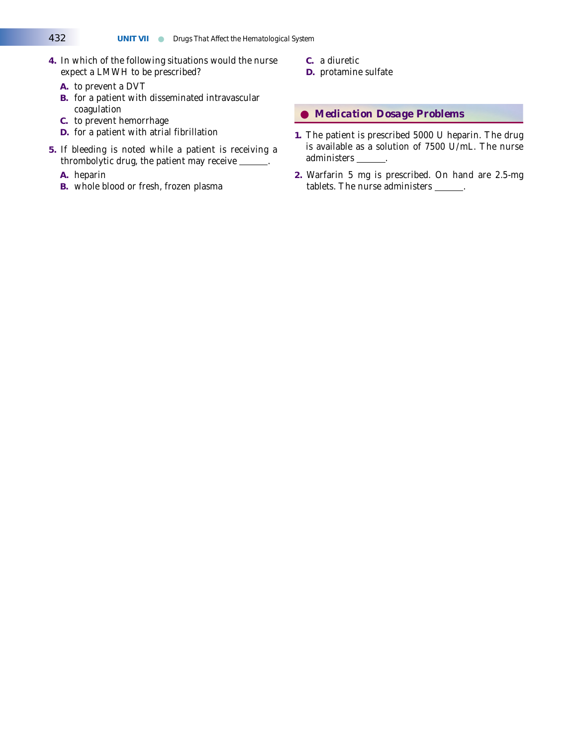4. In which of the following situations would the nurse expect a LMWH to be prescribed?
   - **A.** to prevent a DVT
   - **B.** for a patient with disseminated intravascular coagulation
   - **C.** to prevent hemorrhage
   - **D.** for a patient with atrial fibrillation

5. If bleeding is noted while a patient is receiving a thrombolytic drug, the patient may receive ______.
   - **A.** heparin
   - **B.** whole blood or fresh, frozen plasma
   - **C.** a diuretic
   - **D.** protamine sulfate

## Medication Dosage Problems

1. The patient is prescribed 5000 U heparin. The drug is available as a solution of 7500 U/mL. The nurse administers ______.

2. Warfarin 5 mg is prescribed. On hand are 2.5-mg tablets. The nurse administers ______.